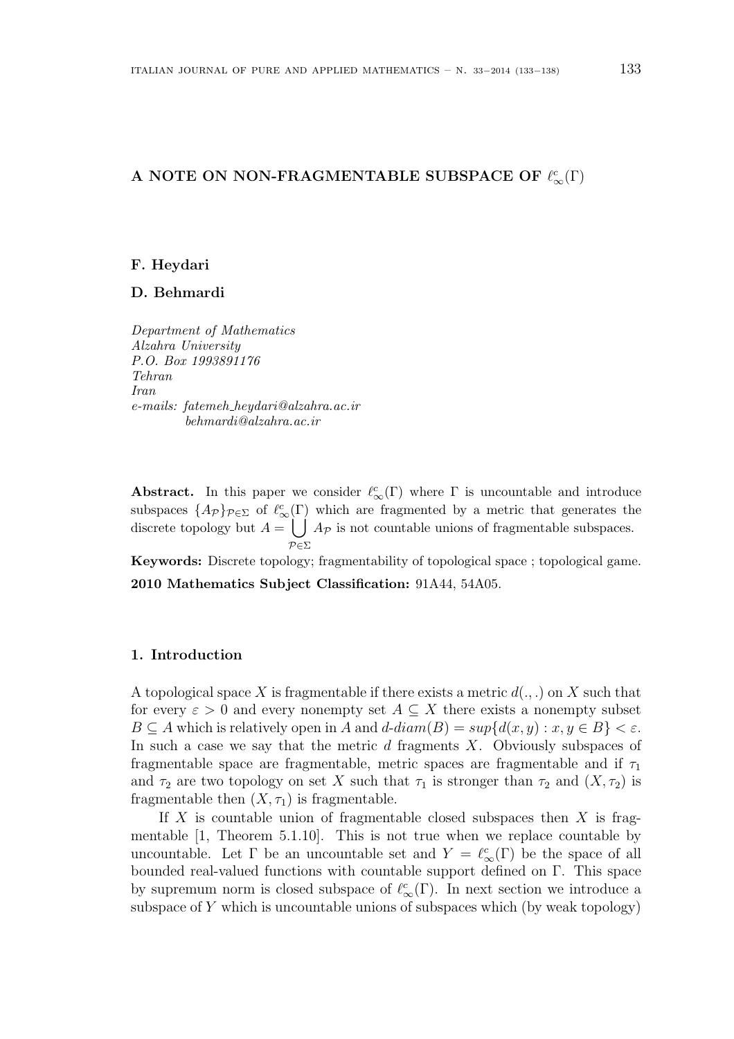# A NOTE ON NON-FRAGMENTABLE SUBSPACE OF $\ell_\infty^c(\Gamma)$

**F. Heydari**

**D. Behmardi**

*Department of Mathematics*
*Alzahra University*
*P.O. Box 1993891176*
*Tehran*
*Iran*
*e-mails: fatemeh_heydari@alzahra.ac.ir*
*behmardi@alzahra.ac.ir*

**Abstract.** In this paper we consider $\ell_\infty^c(\Gamma)$ where $\Gamma$ is uncountable and introduce subspaces $\{A_{\mathcal{P}}\}_{\mathcal{P}\in\Sigma}$ of $\ell_\infty^c(\Gamma)$ which are fragmented by a metric that generates the discrete topology but $A = \bigcup_{\mathcal{P}\in\Sigma} A_{\mathcal{P}}$ is not countable unions of fragmentable subspaces.

**Keywords:** Discrete topology; fragmentability of topological space ; topological game.

**2010 Mathematics Subject Classification:** 91A44, 54A05.

## 1. Introduction

A topological space $X$ is fragmentable if there exists a metric $d(.,.)$ on $X$ such that for every $\varepsilon > 0$ and every nonempty set $A \subseteq X$ there exists a nonempty subset $B \subseteq A$ which is relatively open in $A$ and $d\text{-}diam(B) = sup\{d(x,y) : x, y \in B\} < \varepsilon$. In such a case we say that the metric $d$ fragments $X$. Obviously subspaces of fragmentable space are fragmentable, metric spaces are fragmentable and if $\tau_1$ and $\tau_2$ are two topology on set $X$ such that $\tau_1$ is stronger than $\tau_2$ and $(X, \tau_2)$ is fragmentable then $(X, \tau_1)$ is fragmentable.

If $X$ is countable union of fragmentable closed subspaces then $X$ is fragmentable [1, Theorem 5.1.10]. This is not true when we replace countable by uncountable. Let $\Gamma$ be an uncountable set and $Y = \ell_\infty^c(\Gamma)$ be the space of all bounded real-valued functions with countable support defined on $\Gamma$. This space by supremum norm is closed subspace of $\ell_\infty^c(\Gamma)$. In next section we introduce a subspace of $Y$ which is uncountable unions of subspaces which (by weak topology)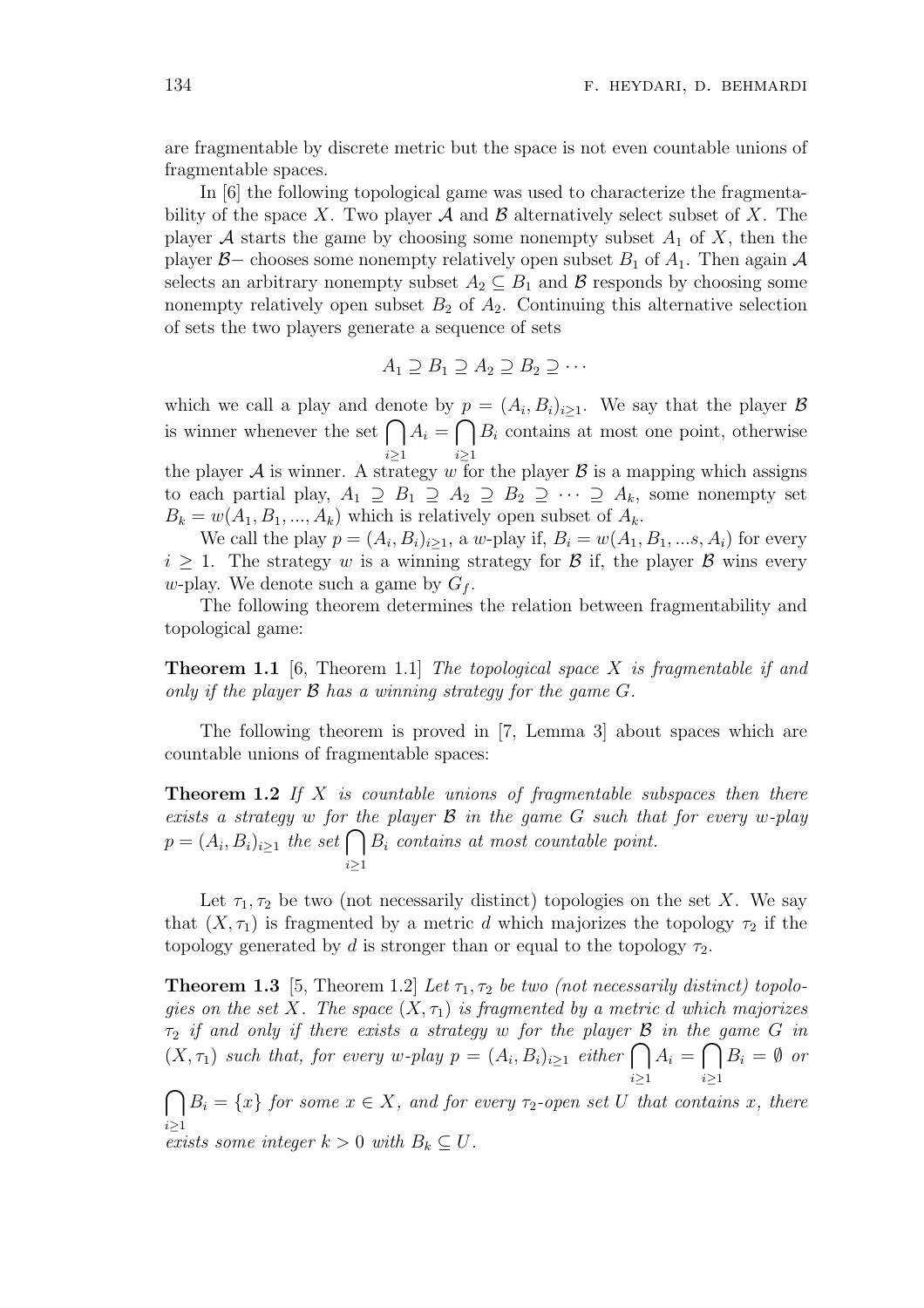are fragmentable by discrete metric but the space is not even countable unions of fragmentable spaces.

In [6] the following topological game was used to characterize the fragmentability of the space $X$. Two player $\mathcal{A}$ and $\mathcal{B}$ alternatively select subset of $X$. The player $\mathcal{A}$ starts the game by choosing some nonempty subset $A_1$ of $X$, then the player $\mathcal{B}-$ chooses some nonempty relatively open subset $B_1$ of $A_1$. Then again $\mathcal{A}$ selects an arbitrary nonempty subset $A_2 \subseteq B_1$ and $\mathcal{B}$ responds by choosing some nonempty relatively open subset $B_2$ of $A_2$. Continuing this alternative selection of sets the two players generate a sequence of sets

$$A_1 \supseteq B_1 \supseteq A_2 \supseteq B_2 \supseteq \cdots$$

which we call a play and denote by $p = (A_i, B_i)_{i \geq 1}$. We say that the player $\mathcal{B}$ is winner whenever the set $\bigcap_{i \geq 1} A_i = \bigcap_{i \geq 1} B_i$ contains at most one point, otherwise the player $\mathcal{A}$ is winner. A strategy $w$ for the player $\mathcal{B}$ is a mapping which assigns to each partial play, $A_1 \supseteq B_1 \supseteq A_2 \supseteq B_2 \supseteq \cdots \supseteq A_k$, some nonempty set $B_k = w(A_1, B_1, ..., A_k)$ which is relatively open subset of $A_k$.

We call the play $p = (A_i, B_i)_{i \geq 1}$, a $w$-play if, $B_i = w(A_1, B_1, ...s, A_i)$ for every $i \geq 1$. The strategy $w$ is a winning strategy for $\mathcal{B}$ if, the player $\mathcal{B}$ wins every $w$-play. We denote such a game by $G_f$.

The following theorem determines the relation between fragmentability and topological game:

**Theorem 1.1** [6, Theorem 1.1] *The topological space $X$ is fragmentable if and only if the player $\mathcal{B}$ has a winning strategy for the game $G$.*

The following theorem is proved in [7, Lemma 3] about spaces which are countable unions of fragmentable spaces:

**Theorem 1.2** *If $X$ is countable unions of fragmentable subspaces then there exists a strategy $w$ for the player $\mathcal{B}$ in the game $G$ such that for every $w$-play $p = (A_i, B_i)_{i \geq 1}$ the set $\bigcap_{i \geq 1} B_i$ contains at most countable point.*

Let $\tau_1, \tau_2$ be two (not necessarily distinct) topologies on the set $X$. We say that $(X, \tau_1)$ is fragmented by a metric $d$ which majorizes the topology $\tau_2$ if the topology generated by $d$ is stronger than or equal to the topology $\tau_2$.

**Theorem 1.3** [5, Theorem 1.2] *Let $\tau_1, \tau_2$ be two (not necessarily distinct) topologies on the set $X$. The space $(X, \tau_1)$ is fragmented by a metric $d$ which majorizes $\tau_2$ if and only if there exists a strategy $w$ for the player $\mathcal{B}$ in the game $G$ in $(X, \tau_1)$ such that, for every $w$-play $p = (A_i, B_i)_{i \geq 1}$ either $\bigcap_{i \geq 1} A_i = \bigcap_{i \geq 1} B_i = \emptyset$ or $\bigcap_{i \geq 1} B_i = \{x\}$ for some $x \in X$, and for every $\tau_2$-open set $U$ that contains $x$, there exists some integer $k > 0$ with $B_k \subseteq U$.*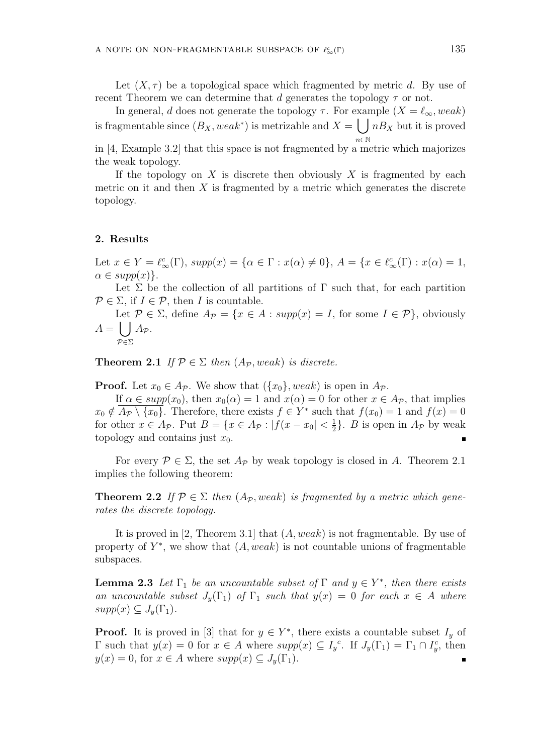Let $(X, \tau)$ be a topological space which fragmented by metric $d$. By use of recent Theorem we can determine that $d$ generates the topology $\tau$ or not.

In general, $d$ does not generate the topology $\tau$. For example $(X = \ell_\infty, weak)$ is fragmentable since $(B_X, weak^*)$ is metrizable and $X = \bigcup_{n \in \mathbb{N}} nB_X$ but it is proved in [4, Example 3.2] that this space is not fragmented by a metric which majorizes the weak topology.

If the topology on $X$ is discrete then obviously $X$ is fragmented by each metric on it and then $X$ is fragmented by a metric which generates the discrete topology.

## 2. Results

Let $x \in Y = \ell_\infty^c(\Gamma)$, $supp(x) = \{\alpha \in \Gamma : x(\alpha) \neq 0\}$, $A = \{x \in \ell_\infty^c(\Gamma) : x(\alpha) = 1, \alpha \in supp(x)\}$.

Let $\Sigma$ be the collection of all partitions of $\Gamma$ such that, for each partition $\mathcal{P} \in \Sigma$, if $I \in \mathcal{P}$, then $I$ is countable.

Let $\mathcal{P} \in \Sigma$, define $A_\mathcal{P} = \{x \in A : supp(x) = I$, for some $I \in \mathcal{P}\}$, obviously $A = \bigcup_{\mathcal{P} \in \Sigma} A_\mathcal{P}$.

**Theorem 2.1** *If $\mathcal{P} \in \Sigma$ then $(A_\mathcal{P}, weak)$ is discrete.*

**Proof.** Let $x_0 \in A_\mathcal{P}$. We show that $(\{x_0\}, weak)$ is open in $A_\mathcal{P}$.

If $\alpha \in supp(x_0)$, then $x_0(\alpha) = 1$ and $x(\alpha) = 0$ for other $x \in A_\mathcal{P}$, that implies $x_0 \notin \overline{A_\mathcal{P} \setminus \{x_0\}}$. Therefore, there exists $f \in Y^*$ such that $f(x_0) = 1$ and $f(x) = 0$ for other $x \in A_\mathcal{P}$. Put $B = \{x \in A_\mathcal{P} : |f(x - x_0| < \frac{1}{2}\}$. $B$ is open in $A_\mathcal{P}$ by weak topology and contains just $x_0$. ∎

For every $\mathcal{P} \in \Sigma$, the set $A_\mathcal{P}$ by weak topology is closed in $A$. Theorem 2.1 implies the following theorem:

**Theorem 2.2** *If $\mathcal{P} \in \Sigma$ then $(A_\mathcal{P}, weak)$ is fragmented by a metric which generates the discrete topology.*

It is proved in [2, Theorem 3.1] that $(A, weak)$ is not fragmentable. By use of property of $Y^*$, we show that $(A, weak)$ is not countable unions of fragmentable subspaces.

**Lemma 2.3** *Let $\Gamma_1$ be an uncountable subset of $\Gamma$ and $y \in Y^*$, then there exists an uncountable subset $J_y(\Gamma_1)$ of $\Gamma_1$ such that $y(x) = 0$ for each $x \in A$ where $supp(x) \subseteq J_y(\Gamma_1)$.*

**Proof.** It is proved in [3] that for $y \in Y^*$, there exists a countable subset $I_y$ of $\Gamma$ such that $y(x) = 0$ for $x \in A$ where $supp(x) \subseteq {I_y}^c$. If $J_y(\Gamma_1) = \Gamma_1 \cap I_y^c$, then $y(x) = 0$, for $x \in A$ where $supp(x) \subseteq J_y(\Gamma_1)$. ∎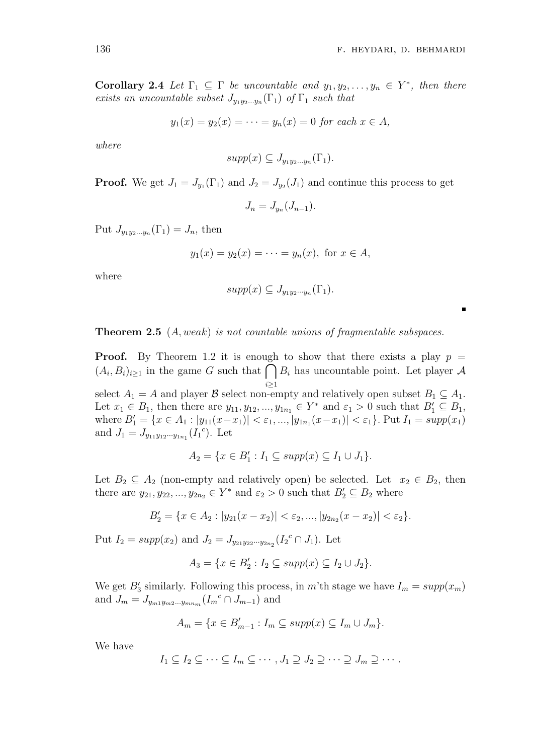**Corollary 2.4** *Let $\Gamma_1 \subseteq \Gamma$ be uncountable and $y_1, y_2, \ldots, y_n \in Y^*$, then there exists an uncountable subset $J_{y_1 y_2 \ldots y_n}(\Gamma_1)$ of $\Gamma_1$ such that*

$$y_1(x) = y_2(x) = \cdots = y_n(x) = 0 \text{ for each } x \in A,$$

*where*

$$supp(x) \subseteq J_{y_1 y_2 \ldots y_n}(\Gamma_1).$$

**Proof.** We get $J_1 = J_{y_1}(\Gamma_1)$ and $J_2 = J_{y_2}(J_1)$ and continue this process to get

$$J_n = J_{y_n}(J_{n-1}).$$

Put $J_{y_1 y_2 \ldots y_n}(\Gamma_1) = J_n$, then

$$y_1(x) = y_2(x) = \cdots = y_n(x), \text{ for } x \in A,$$

where

$$supp(x) \subseteq J_{y_1 y_2 \cdots y_n}(\Gamma_1).$$

∎

**Theorem 2.5** *$(A, weak)$ is not countable unions of fragmentable subspaces.*

**Proof.** By Theorem 1.2 it is enough to show that there exists a play $p = (A_i, B_i)_{i \geq 1}$ in the game $G$ such that $\bigcap_{i \geq 1} B_i$ has uncountable point. Let player $\mathcal{A}$ select $A_1 = A$ and player $\mathcal{B}$ select non-empty and relatively open subset $B_1 \subseteq A_1$. Let $x_1 \in B_1$, then there are $y_{11}, y_{12}, ..., y_{1n_1} \in Y^*$ and $\varepsilon_1 > 0$ such that $B_1' \subseteq B_1$, where $B_1' = \{x \in A_1 : |y_{11}(x - x_1)| < \varepsilon_1, ..., |y_{1n_1}(x - x_1)| < \varepsilon_1\}$. Put $I_1 = supp(x_1)$ and $J_1 = J_{y_{11} y_{12} \cdots y_{1n_1}}({I_1}^c)$. Let

$$A_2 = \{x \in B_1' : I_1 \subseteq supp(x) \subseteq I_1 \cup J_1\}.$$

Let $B_2 \subseteq A_2$ (non-empty and relatively open) be selected. Let $x_2 \in B_2$, then there are $y_{21}, y_{22}, ..., y_{2n_2} \in Y^*$ and $\varepsilon_2 > 0$ such that $B_2' \subseteq B_2$ where

$$B_2' = \{x \in A_2 : |y_{21}(x - x_2)| < \varepsilon_2, ..., |y_{2n_2}(x - x_2)| < \varepsilon_2\}.$$

Put $I_2 = supp(x_2)$ and $J_2 = J_{y_{21} y_{22} \cdots y_{2n_2}}({I_2}^c \cap J_1)$. Let

$$A_3 = \{x \in B_2' : I_2 \subseteq supp(x) \subseteq I_2 \cup J_2\}.$$

We get $B_3'$ similarly. Following this process, in $m$'th stage we have $I_m = supp(x_m)$ and $J_m = J_{y_{m1} y_{m2} \ldots y_{mn_m}}({I_m}^c \cap J_{m-1})$ and

$$A_m = \{x \in B_{m-1}' : I_m \subseteq supp(x) \subseteq I_m \cup J_m\}.$$

We have

$$I_1 \subseteq I_2 \subseteq \cdots \subseteq I_m \subseteq \cdots, J_1 \supseteq J_2 \supseteq \cdots \supseteq J_m \supseteq \cdots.$$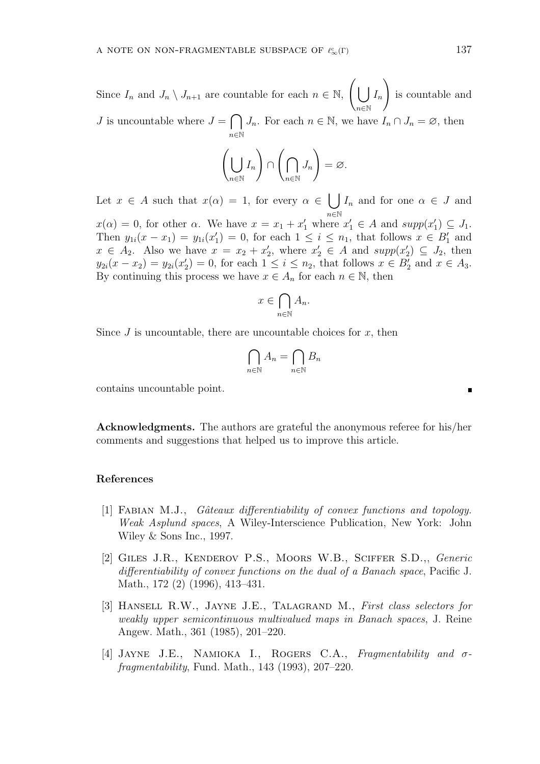Since $I_n$ and $J_n \setminus J_{n+1}$ are countable for each $n \in \mathbb{N}$, $\left(\bigcup_{n\in\mathbb{N}} I_n\right)$ is countable and $J$ is uncountable where $J = \bigcap_{n\in\mathbb{N}} J_n$. For each $n \in \mathbb{N}$, we have $I_n \cap J_n = \varnothing$, then

$$\left(\bigcup_{n\in\mathbb{N}} I_n\right) \cap \left(\bigcap_{n\in\mathbb{N}} J_n\right) = \varnothing.$$

Let $x \in A$ such that $x(\alpha) = 1$, for every $\alpha \in \bigcup_{n\in\mathbb{N}} I_n$ and for one $\alpha \in J$ and $x(\alpha) = 0$, for other $\alpha$. We have $x = x_1 + x_1'$ where $x_1' \in A$ and $supp(x_1') \subseteq J_1$. Then $y_{1i}(x - x_1) = y_{1i}(x_1') = 0$, for each $1 \leq i \leq n_1$, that follows $x \in B_1'$ and $x \in A_2$. Also we have $x = x_2 + x_2'$, where $x_2' \in A$ and $supp(x_2') \subseteq J_2$, then $y_{2i}(x - x_2) = y_{2i}(x_2') = 0$, for each $1 \leq i \leq n_2$, that follows $x \in B_2'$ and $x \in A_3$. By continuing this process we have $x \in A_n$ for each $n \in \mathbb{N}$, then

$$x \in \bigcap_{n\in\mathbb{N}} A_n.$$

Since $J$ is uncountable, there are uncountable choices for $x$, then

$$\bigcap_{n\in\mathbb{N}} A_n = \bigcap_{n\in\mathbb{N}} B_n$$

contains uncountable point. ∎

**Acknowledgments.** The authors are grateful the anonymous referee for his/her comments and suggestions that helped us to improve this article.

## References

[1] Fabian M.J., *Gâteaux differentiability of convex functions and topology. Weak Asplund spaces*, A Wiley-Interscience Publication, New York: John Wiley & Sons Inc., 1997.

[2] Giles J.R., Kenderov P.S., Moors W.B., Sciffer S.D.,, *Generic differentiability of convex functions on the dual of a Banach space*, Pacific J. Math., 172 (2) (1996), 413–431.

[3] Hansell R.W., Jayne J.E., Talagrand M., *First class selectors for weakly upper semicontinuous multivalued maps in Banach spaces*, J. Reine Angew. Math., 361 (1985), 201–220.

[4] Jayne J.E., Namioka I., Rogers C.A., *Fragmentability and σ-fragmentability*, Fund. Math., 143 (1993), 207–220.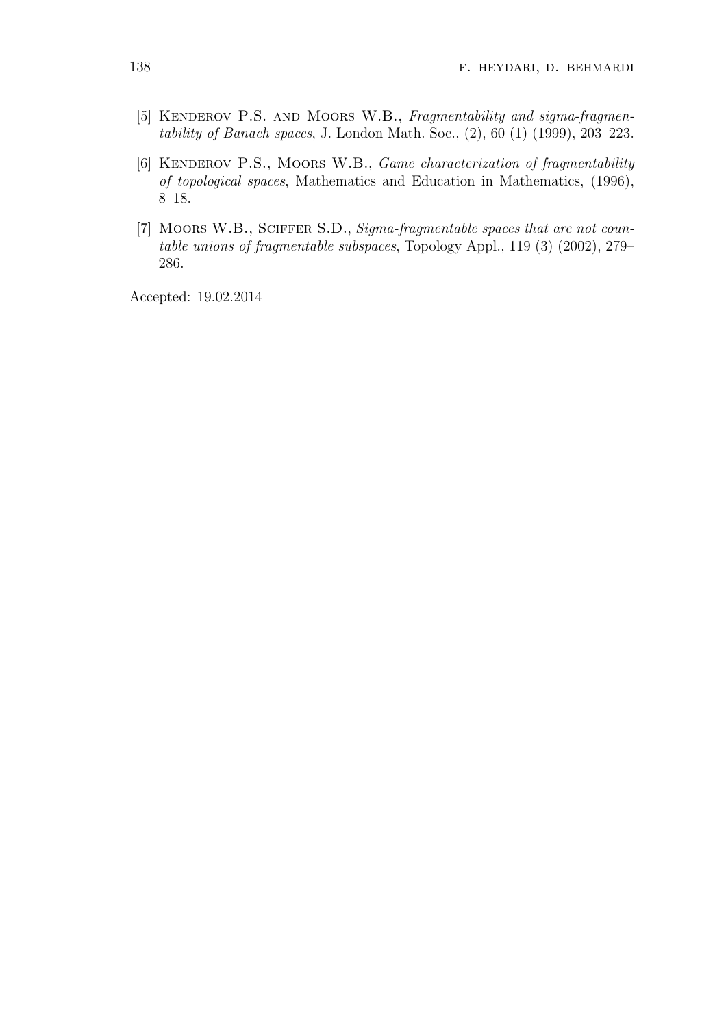[5] Kenderov P.S. and Moors W.B., *Fragmentability and sigma-fragmentability of Banach spaces*, J. London Math. Soc., (2), 60 (1) (1999), 203–223.

[6] Kenderov P.S., Moors W.B., *Game characterization of fragmentability of topological spaces*, Mathematics and Education in Mathematics, (1996), 8–18.

[7] Moors W.B., Sciffer S.D., *Sigma-fragmentable spaces that are not countable unions of fragmentable subspaces*, Topology Appl., 119 (3) (2002), 279–286.

Accepted: 19.02.2014